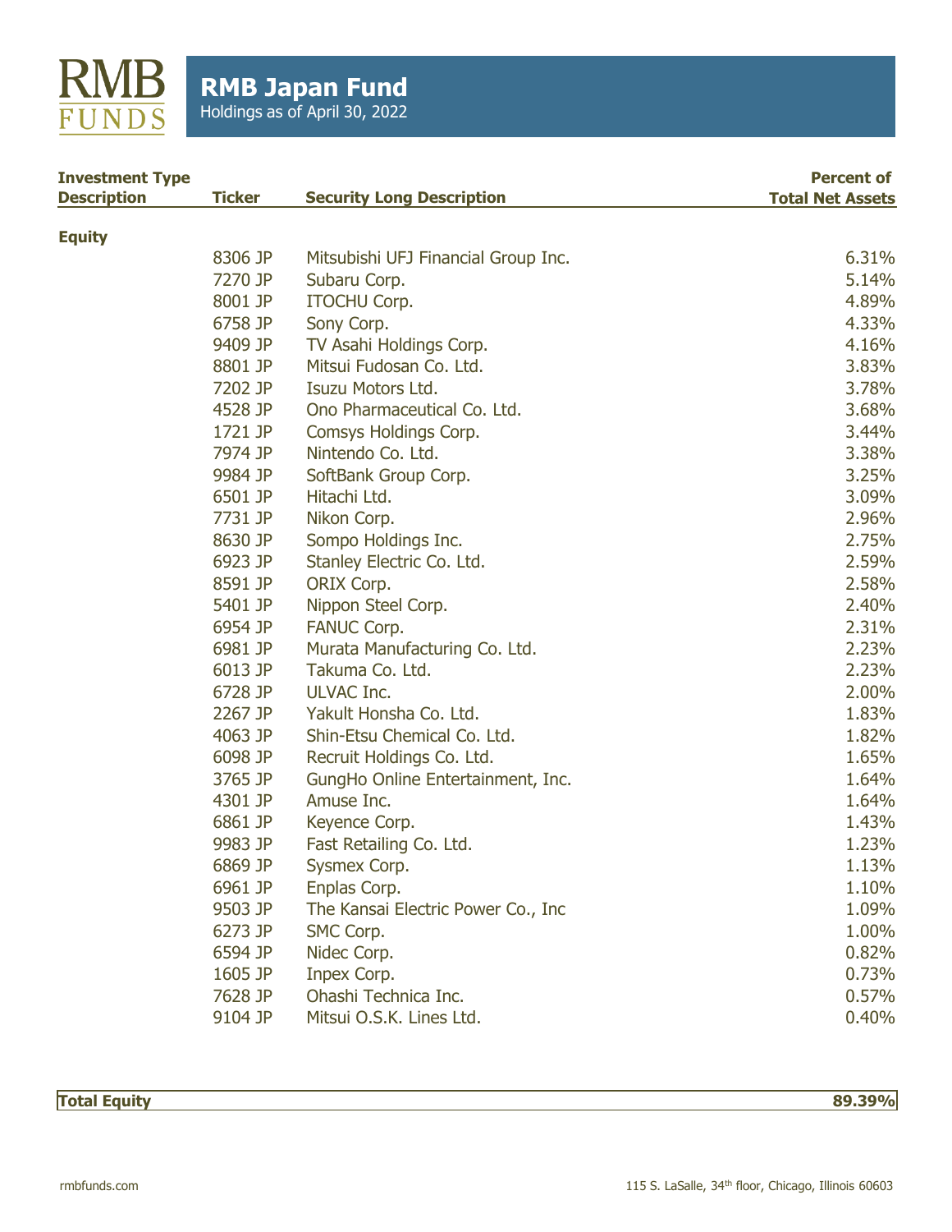RMB FUNDS

# RMB Japan Fund

Holdings as of April 30, 2022

| Investment Type Description | Ticker | Security Long Description | Percent of Total Net Assets |
|---|---|---|---|
| **Equity** | | | |
| | 8306 JP | Mitsubishi UFJ Financial Group Inc. | 6.31% |
| | 7270 JP | Subaru Corp. | 5.14% |
| | 8001 JP | ITOCHU Corp. | 4.89% |
| | 6758 JP | Sony Corp. | 4.33% |
| | 9409 JP | TV Asahi Holdings Corp. | 4.16% |
| | 8801 JP | Mitsui Fudosan Co. Ltd. | 3.83% |
| | 7202 JP | Isuzu Motors Ltd. | 3.78% |
| | 4528 JP | Ono Pharmaceutical Co. Ltd. | 3.68% |
| | 1721 JP | Comsys Holdings Corp. | 3.44% |
| | 7974 JP | Nintendo Co. Ltd. | 3.38% |
| | 9984 JP | SoftBank Group Corp. | 3.25% |
| | 6501 JP | Hitachi Ltd. | 3.09% |
| | 7731 JP | Nikon Corp. | 2.96% |
| | 8630 JP | Sompo Holdings Inc. | 2.75% |
| | 6923 JP | Stanley Electric Co. Ltd. | 2.59% |
| | 8591 JP | ORIX Corp. | 2.58% |
| | 5401 JP | Nippon Steel Corp. | 2.40% |
| | 6954 JP | FANUC Corp. | 2.31% |
| | 6981 JP | Murata Manufacturing Co. Ltd. | 2.23% |
| | 6013 JP | Takuma Co. Ltd. | 2.23% |
| | 6728 JP | ULVAC Inc. | 2.00% |
| | 2267 JP | Yakult Honsha Co. Ltd. | 1.83% |
| | 4063 JP | Shin-Etsu Chemical Co. Ltd. | 1.82% |
| | 6098 JP | Recruit Holdings Co. Ltd. | 1.65% |
| | 3765 JP | GungHo Online Entertainment, Inc. | 1.64% |
| | 4301 JP | Amuse Inc. | 1.64% |
| | 6861 JP | Keyence Corp. | 1.43% |
| | 9983 JP | Fast Retailing Co. Ltd. | 1.23% |
| | 6869 JP | Sysmex Corp. | 1.13% |
| | 6961 JP | Enplas Corp. | 1.10% |
| | 9503 JP | The Kansai Electric Power Co., Inc | 1.09% |
| | 6273 JP | SMC Corp. | 1.00% |
| | 6594 JP | Nidec Corp. | 0.82% |
| | 1605 JP | Inpex Corp. | 0.73% |
| | 7628 JP | Ohashi Technica Inc. | 0.57% |
| | 9104 JP | Mitsui O.S.K. Lines Ltd. | 0.40% |
| **Total Equity** | | | **89.39%** |

rmbfunds.com

115 S. LaSalle, 34th floor, Chicago, Illinois 60603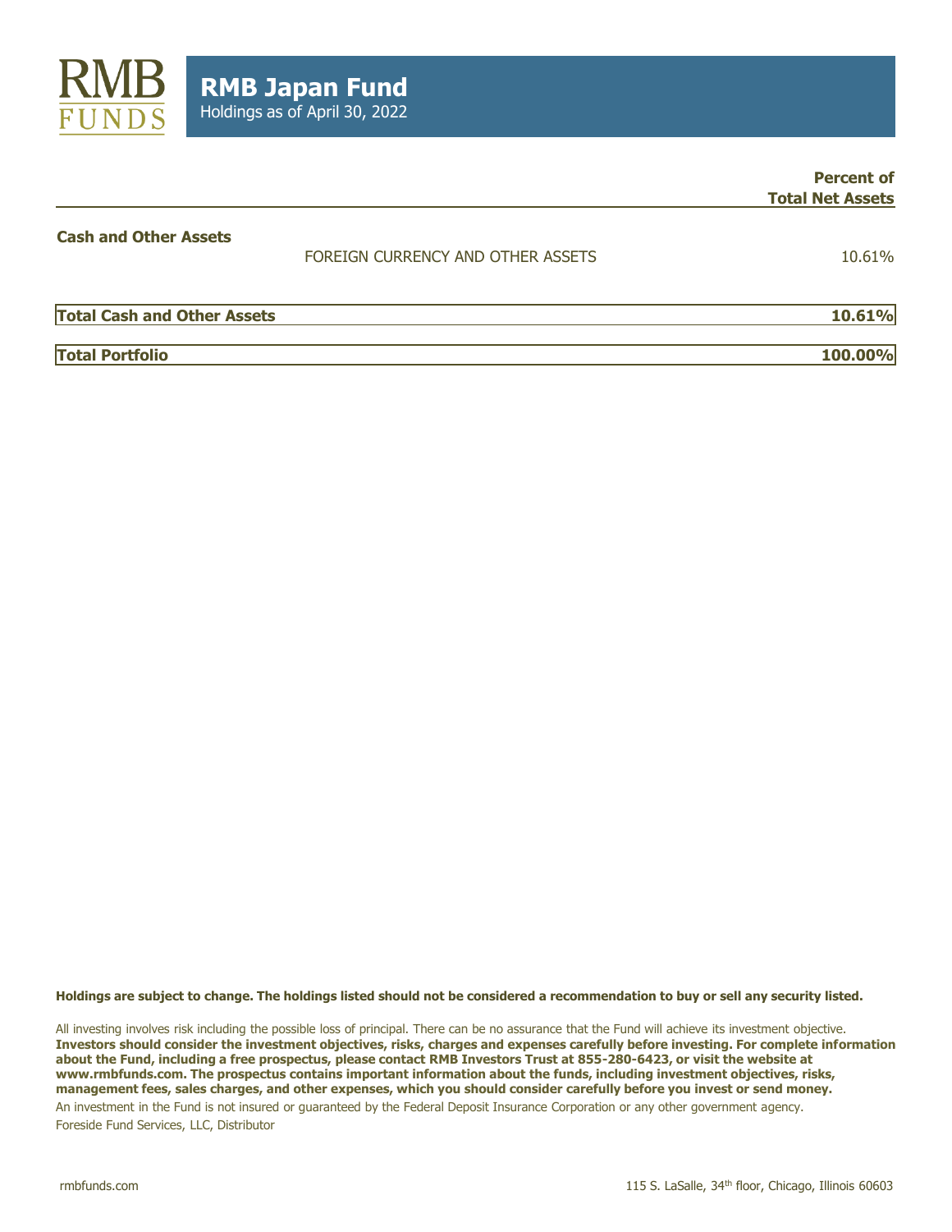# RMB Japan Fund

Holdings as of April 30, 2022

| | | Percent of Total Net Assets |
|---|---|---|
| **Cash and Other Assets** | | |
| | FOREIGN CURRENCY AND OTHER ASSETS | 10.61% |
| **Total Cash and Other Assets** | | **10.61%** |
| **Total Portfolio** | | **100.00%** |

**Holdings are subject to change. The holdings listed should not be considered a recommendation to buy or sell any security listed.**

All investing involves risk including the possible loss of principal. There can be no assurance that the Fund will achieve its investment objective. **Investors should consider the investment objectives, risks, charges and expenses carefully before investing. For complete information about the Fund, including a free prospectus, please contact RMB Investors Trust at 855-280-6423, or visit the website at www.rmbfunds.com. The prospectus contains important information about the funds, including investment objectives, risks, management fees, sales charges, and other expenses, which you should consider carefully before you invest or send money.** An investment in the Fund is not insured or guaranteed by the Federal Deposit Insurance Corporation or any other government agency.

Foreside Fund Services, LLC, Distributor

rmbfunds.com

115 S. LaSalle, 34th floor, Chicago, Illinois 60603